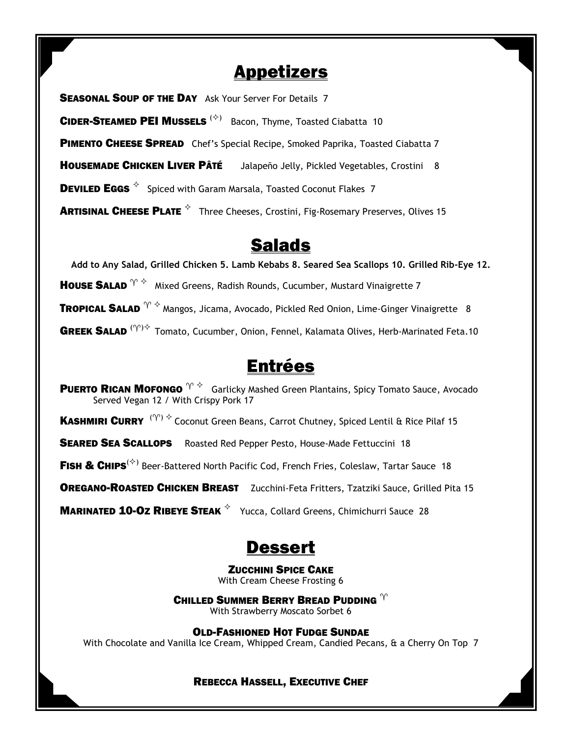# Appetizers

**SEASONAL SOUP OF THE DAY** Ask Your Server For Details 7

**CIDER-STEAMED PEI MUSSELS** (✧) Bacon, Thyme, Toasted Ciabatta 10

**PIMENTO CHEESE SPREAD** Chef's Special Recipe, Smoked Paprika, Toasted Ciabatta 7

**HOUSEMADE CHICKEN LIVER PÂTÉ** Jalapeño Jelly, Pickled Vegetables, Crostini 8

**DEVILED EGGS** ✧ Spiced with Garam Marsala, Toasted Coconut Flakes 7

**ARTISINAL CHEESE PLATE** ✧ Three Cheeses, Crostini, Fig-Rosemary Preserves, Olives 15

# Salads

**Add to Any Salad, Grilled Chicken 5. Lamb Kebabs 8. Seared Sea Scallops 10. Grilled Rib-Eye 12.**

**HOUSE SALAD** ♈ ✧ Mixed Greens, Radish Rounds, Cucumber, Mustard Vinaigrette 7

**TROPICAL SALAD** ♈ ✧ Mangos, Jicama, Avocado, Pickled Red Onion, Lime-Ginger Vinaigrette 8

**GREEK SALAD** (♈)✧ Tomato, Cucumber, Onion, Fennel, Kalamata Olives, Herb-Marinated Feta.10

# Entrées

**PUERTO RICAN MOFONGO** ♈ ✧ Garlicky Mashed Green Plantains, Spicy Tomato Sauce, Avocado
Served Vegan 12 / With Crispy Pork 17

**KASHMIRI CURRY** (♈) ✧ Coconut Green Beans, Carrot Chutney, Spiced Lentil & Rice Pilaf 15

**SEARED SEA SCALLOPS** Roasted Red Pepper Pesto, House-Made Fettuccini 18

**FISH & CHIPS**(✧) Beer-Battered North Pacific Cod, French Fries, Coleslaw, Tartar Sauce 18

**OREGANO-ROASTED CHICKEN BREAST** Zucchini-Feta Fritters, Tzatziki Sauce, Grilled Pita 15

**MARINATED 10-OZ RIBEYE STEAK** ✧ Yucca, Collard Greens, Chimichurri Sauce 28

# Dessert

**ZUCCHINI SPICE CAKE**
With Cream Cheese Frosting 6

**CHILLED SUMMER BERRY BREAD PUDDING** ♈
With Strawberry Moscato Sorbet 6

**OLD-FASHIONED HOT FUDGE SUNDAE**
With Chocolate and Vanilla Ice Cream, Whipped Cream, Candied Pecans, & a Cherry On Top 7

**REBECCA HASSELL, EXECUTIVE CHEF**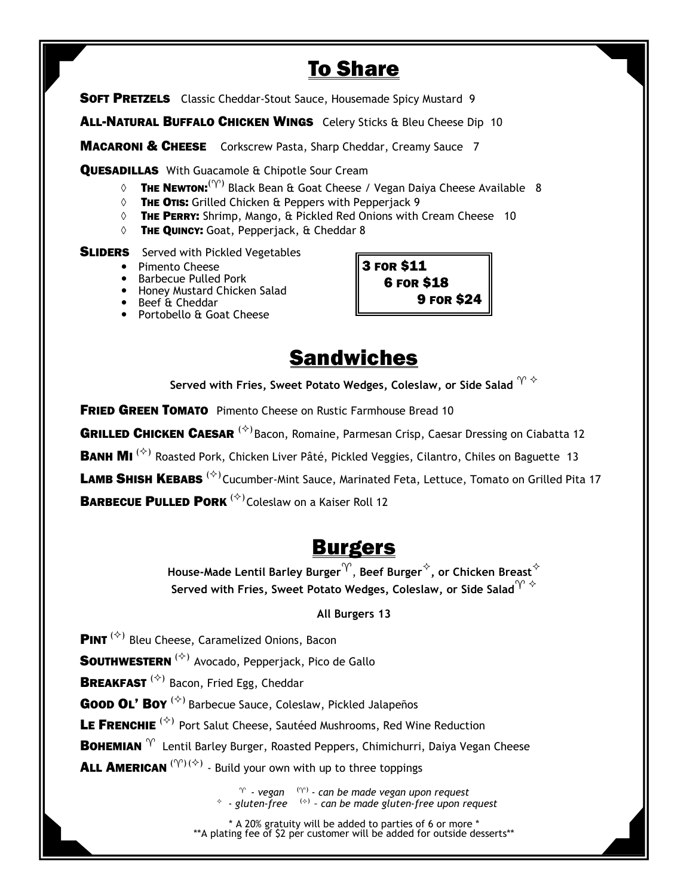# To Share

**Soft Pretzels** Classic Cheddar-Stout Sauce, Housemade Spicy Mustard 9

**All-Natural Buffalo Chicken Wings** Celery Sticks & Bleu Cheese Dip 10

**Macaroni & Cheese** Corkscrew Pasta, Sharp Cheddar, Creamy Sauce 7

**Quesadillas** With Guacamole & Chipotle Sour Cream

- ◊ **The Newton:** (♈) Black Bean & Goat Cheese / Vegan Daiya Cheese Available 8
- ◊ **The Otis:** Grilled Chicken & Peppers with Pepperjack 9
- ◊ **The Perry:** Shrimp, Mango, & Pickled Red Onions with Cream Cheese 10
- ◊ **The Quincy:** Goat, Pepperjack, & Cheddar 8

**Sliders** Served with Pickled Vegetables

- Pimento Cheese
- Barbecue Pulled Pork
- Honey Mustard Chicken Salad
- Beef & Cheddar
- Portobello & Goat Cheese

**3 for $11**
**6 for $18**
**9 for $24**

# Sandwiches

**Served with Fries, Sweet Potato Wedges, Coleslaw, or Side Salad ♈ ✧**

**Fried Green Tomato** Pimento Cheese on Rustic Farmhouse Bread 10

**Grilled Chicken Caesar** (✧) Bacon, Romaine, Parmesan Crisp, Caesar Dressing on Ciabatta 12

**Banh Mi** (✧) Roasted Pork, Chicken Liver Pâté, Pickled Veggies, Cilantro, Chiles on Baguette 13

**Lamb Shish Kebabs** (✧) Cucumber-Mint Sauce, Marinated Feta, Lettuce, Tomato on Grilled Pita 17

**Barbecue Pulled Pork** (✧) Coleslaw on a Kaiser Roll 12

# Burgers

**House-Made Lentil Barley Burger ♈, Beef Burger ✧, or Chicken Breast ✧**
**Served with Fries, Sweet Potato Wedges, Coleslaw, or Side Salad ♈ ✧**

**All Burgers 13**

**Pint** (✧) Bleu Cheese, Caramelized Onions, Bacon

**Southwestern** (✧) Avocado, Pepperjack, Pico de Gallo

**Breakfast** (✧) Bacon, Fried Egg, Cheddar

**Good Ol' Boy** (✧) Barbecue Sauce, Coleslaw, Pickled Jalapeños

**Le Frenchie** (✧) Port Salut Cheese, Sautéed Mushrooms, Red Wine Reduction

**Bohemian** ♈ Lentil Barley Burger, Roasted Peppers, Chimichurri, Daiya Vegan Cheese

**All American** (♈)(✧) - Build your own with up to three toppings

*♈ - vegan (♈) - can be made vegan upon request*
*✧ - gluten-free (✧) – can be made gluten-free upon request*

\* A 20% gratuity will be added to parties of 6 or more \*
\*\*A plating fee of $2 per customer will be added for outside desserts\*\*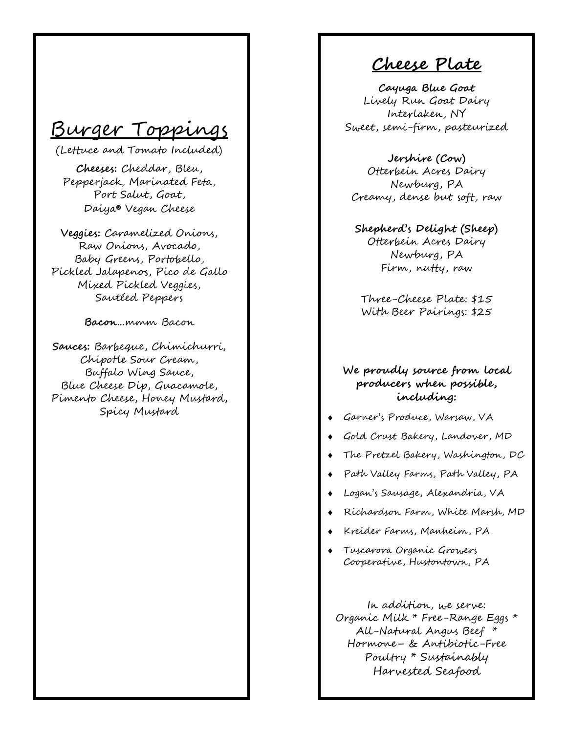# Burger Toppings

(Lettuce and Tomato Included)

**Cheeses:** Cheddar, Bleu, Pepperjack, Marinated Feta, Port Salut, Goat, Daiya® Vegan Cheese

**Veggies:** Caramelized Onions, Raw Onions, Avocado, Baby Greens, Portobello, Pickled Jalapenos, Pico de Gallo Mixed Pickled Veggies, Sautéed Peppers

**Bacon**…mmm Bacon

**Sauces:** Barbeque, Chimichurri, Chipotle Sour Cream, Buffalo Wing Sauce, Blue Cheese Dip, Guacamole, Pimento Cheese, Honey Mustard, Spicy Mustard

# Cheese Plate

**Cayuga Blue Goat**
Lively Run Goat Dairy
Interlaken, NY
Sweet, semi-firm, pasteurized

**Jershire (Cow)**
Otterbein Acres Dairy
Newburg, PA
Creamy, dense but soft, raw

**Shepherd's Delight (Sheep)**
Otterbein Acres Dairy
Newburg, PA
Firm, nutty, raw

Three-Cheese Plate: $15
With Beer Pairings: $25

**We proudly source from local producers when possible, including:**

- Garner's Produce, Warsaw, VA
- Gold Crust Bakery, Landover, MD
- The Pretzel Bakery, Washington, DC
- Path Valley Farms, Path Valley, PA
- Logan's Sausage, Alexandria, VA
- Richardson Farm, White Marsh, MD
- Kreider Farms, Manheim, PA
- Tuscarora Organic Growers Cooperative, Hustontown, PA

In addition, we serve:
Organic Milk * Free-Range Eggs * All-Natural Angus Beef * Hormone- & Antibiotic-Free Poultry * Sustainably Harvested Seafood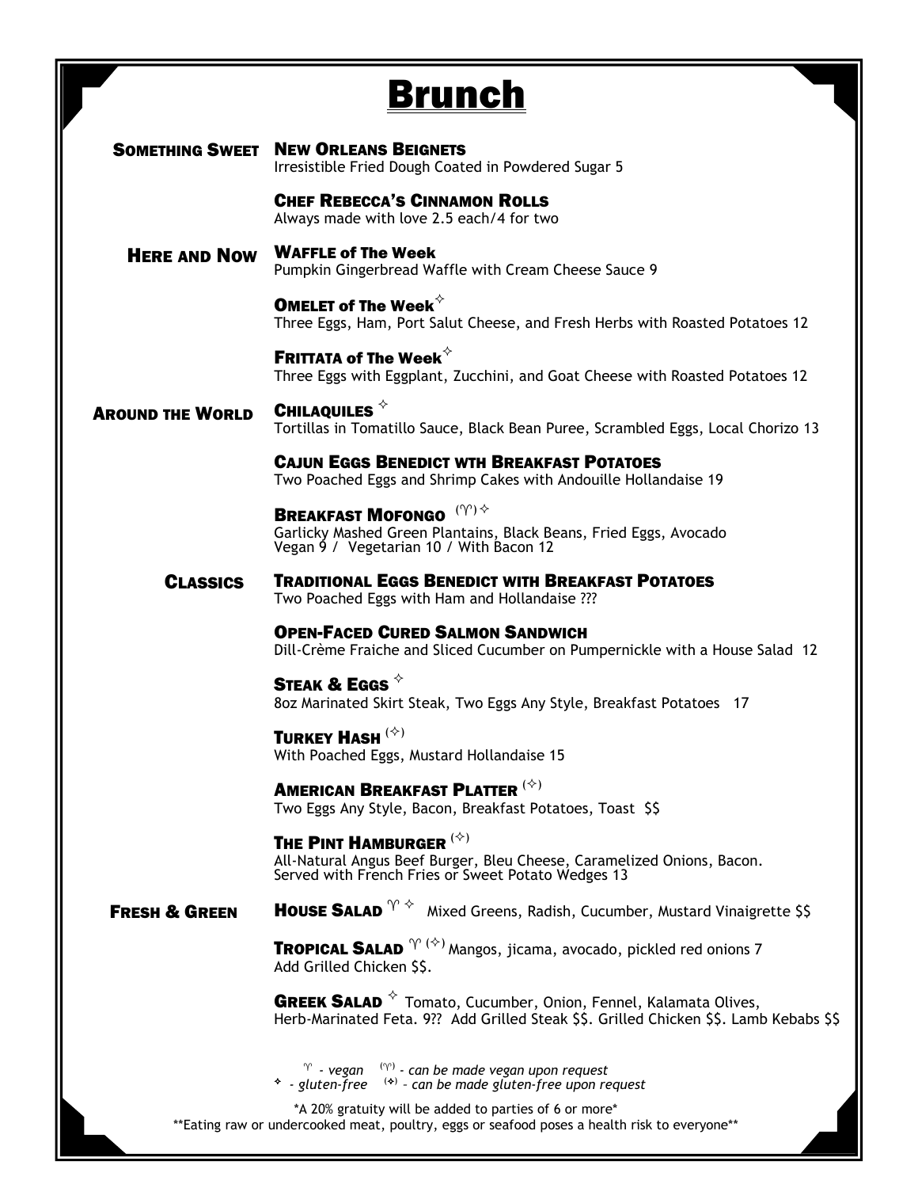# Brunch

## Something Sweet

**New Orleans Beignets**
Irresistible Fried Dough Coated in Powdered Sugar 5

**Chef Rebecca's Cinnamon Rolls**
Always made with love 2.5 each/4 for two

## Here and Now

**Waffle of The Week**
Pumpkin Gingerbread Waffle with Cream Cheese Sauce 9

**Omelet of The Week** ✧
Three Eggs, Ham, Port Salut Cheese, and Fresh Herbs with Roasted Potatoes 12

**Frittata of The Week** ✧
Three Eggs with Eggplant, Zucchini, and Goat Cheese with Roasted Potatoes 12

## Around the World

**Chilaquiles** ✧
Tortillas in Tomatillo Sauce, Black Bean Puree, Scrambled Eggs, Local Chorizo 13

**Cajun Eggs Benedict wth Breakfast Potatoes**
Two Poached Eggs and Shrimp Cakes with Andouille Hollandaise 19

**Breakfast Mofongo** (♈) ✧
Garlicky Mashed Green Plantains, Black Beans, Fried Eggs, Avocado
Vegan 9 / Vegetarian 10 / With Bacon 12

## Classics

**Traditional Eggs Benedict with Breakfast Potatoes**
Two Poached Eggs with Ham and Hollandaise ???

**Open-Faced Cured Salmon Sandwich**
Dill-Crème Fraiche and Sliced Cucumber on Pumpernickle with a House Salad 12

**Steak & Eggs** ✧
8oz Marinated Skirt Steak, Two Eggs Any Style, Breakfast Potatoes 17

**Turkey Hash** (✧)
With Poached Eggs, Mustard Hollandaise 15

**American Breakfast Platter** (✧)
Two Eggs Any Style, Bacon, Breakfast Potatoes, Toast $$

**The Pint Hamburger** (✧)
All-Natural Angus Beef Burger, Bleu Cheese, Caramelized Onions, Bacon.
Served with French Fries or Sweet Potato Wedges 13

## Fresh & Green

**House Salad** ♈ ✧ Mixed Greens, Radish, Cucumber, Mustard Vinaigrette $$

**Tropical Salad** ♈ (✧) Mangos, jicama, avocado, pickled red onions 7
Add Grilled Chicken $$.

**Greek Salad** ✧ Tomato, Cucumber, Onion, Fennel, Kalamata Olives,
Herb-Marinated Feta. 9?? Add Grilled Steak $$. Grilled Chicken $$. Lamb Kebabs $$

*♈ - vegan (♈) - can be made vegan upon request*
*✧ - gluten-free (✧) - can be made gluten-free upon request*

*A 20% gratuity will be added to parties of 6 or more*

**Eating raw or undercooked meat, poultry, eggs or seafood poses a health risk to everyone**